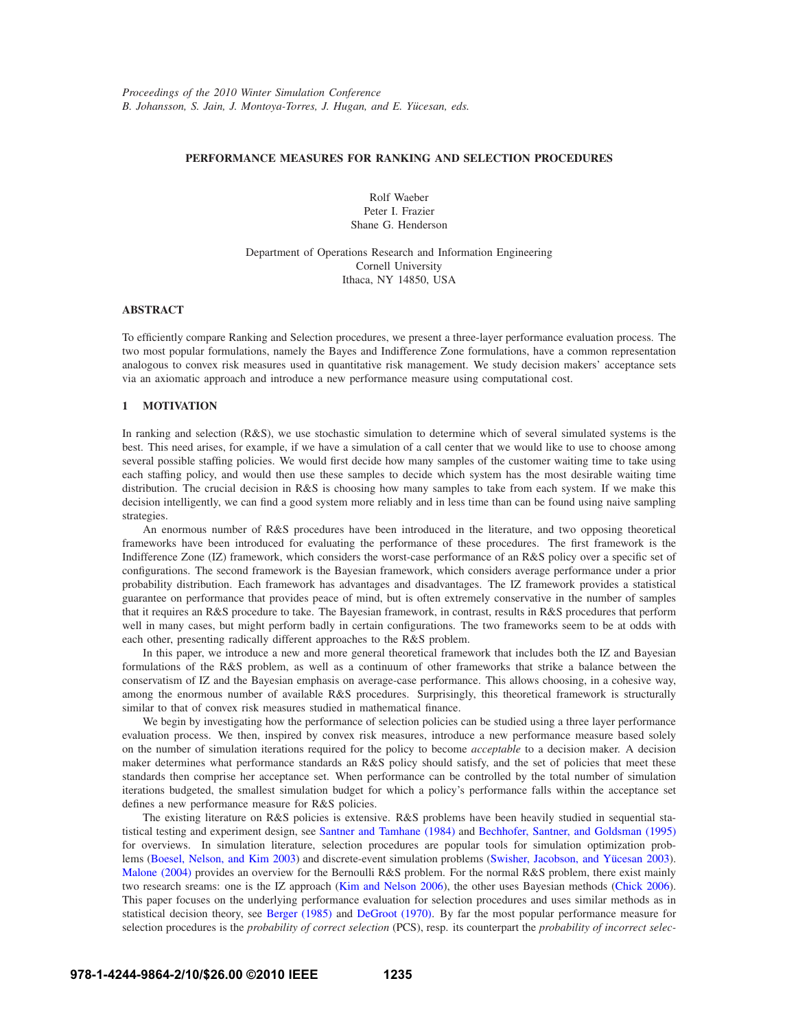Proceedings of the 2010 Winter Simulation Conference
B. Johansson, S. Jain, J. Montoya-Torres, J. Hugan, and E. Yücesan, eds.

# PERFORMANCE MEASURES FOR RANKING AND SELECTION PROCEDURES

Rolf Waeber
Peter I. Frazier
Shane G. Henderson

Department of Operations Research and Information Engineering
Cornell University
Ithaca, NY 14850, USA

## ABSTRACT

To efficiently compare Ranking and Selection procedures, we present a three-layer performance evaluation process. The two most popular formulations, namely the Bayes and Indifference Zone formulations, have a common representation analogous to convex risk measures used in quantitative risk management. We study decision makers' acceptance sets via an axiomatic approach and introduce a new performance measure using computational cost.

## 1 MOTIVATION

In ranking and selection (R&S), we use stochastic simulation to determine which of several simulated systems is the best. This need arises, for example, if we have a simulation of a call center that we would like to use to choose among several possible staffing policies. We would first decide how many samples of the customer waiting time to take using each staffing policy, and would then use these samples to decide which system has the most desirable waiting time distribution. The crucial decision in R&S is choosing how many samples to take from each system. If we make this decision intelligently, we can find a good system more reliably and in less time than can be found using naive sampling strategies.

An enormous number of R&S procedures have been introduced in the literature, and two opposing theoretical frameworks have been introduced for evaluating the performance of these procedures. The first framework is the Indifference Zone (IZ) framework, which considers the worst-case performance of an R&S policy over a specific set of configurations. The second framework is the Bayesian framework, which considers average performance under a prior probability distribution. Each framework has advantages and disadvantages. The IZ framework provides a statistical guarantee on performance that provides peace of mind, but is often extremely conservative in the number of samples that it requires an R&S procedure to take. The Bayesian framework, in contrast, results in R&S procedures that perform well in many cases, but might perform badly in certain configurations. The two frameworks seem to be at odds with each other, presenting radically different approaches to the R&S problem.

In this paper, we introduce a new and more general theoretical framework that includes both the IZ and Bayesian formulations of the R&S problem, as well as a continuum of other frameworks that strike a balance between the conservatism of IZ and the Bayesian emphasis on average-case performance. This allows choosing, in a cohesive way, among the enormous number of available R&S procedures. Surprisingly, this theoretical framework is structurally similar to that of convex risk measures studied in mathematical finance.

We begin by investigating how the performance of selection policies can be studied using a three layer performance evaluation process. We then, inspired by convex risk measures, introduce a new performance measure based solely on the number of simulation iterations required for the policy to become *acceptable* to a decision maker. A decision maker determines what performance standards an R&S policy should satisfy, and the set of policies that meet these standards then comprise her acceptance set. When performance can be controlled by the total number of simulation iterations budgeted, the smallest simulation budget for which a policy's performance falls within the acceptance set defines a new performance measure for R&S policies.

The existing literature on R&S policies is extensive. R&S problems have been heavily studied in sequential statistical testing and experiment design, see Santner and Tamhane (1984) and Bechhofer, Santner, and Goldsman (1995) for overviews. In simulation literature, selection procedures are popular tools for simulation optimization problems (Boesel, Nelson, and Kim 2003) and discrete-event simulation problems (Swisher, Jacobson, and Yücesan 2003). Malone (2004) provides an overview for the Bernoulli R&S problem. For the normal R&S problem, there exist mainly two research sreams: one is the IZ approach (Kim and Nelson 2006), the other uses Bayesian methods (Chick 2006). This paper focuses on the underlying performance evaluation for selection procedures and uses similar methods as in statistical decision theory, see Berger (1985) and DeGroot (1970). By far the most popular performance measure for selection procedures is the *probability of correct selection* (PCS), resp. its counterpart the *probability of incorrect selec-*

978-1-4244-9864-2/10/$26.00 ©2010 IEEE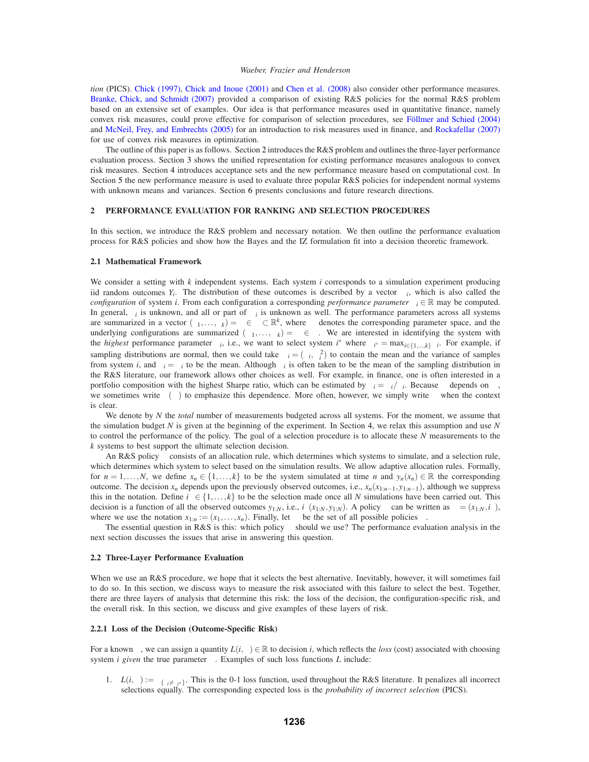*tion* (PICS). Chick (1997), Chick and Inoue (2001) and Chen et al. (2008) also consider other performance measures. Branke, Chick, and Schmidt (2007) provided a comparison of existing R&S policies for the normal R&S problem based on an extensive set of examples. Our idea is that performance measures used in quantitative finance, namely convex risk measures, could prove effective for comparison of selection procedures, see Föllmer and Schied (2004) and McNeil, Frey, and Embrechts (2005) for an introduction to risk measures used in finance, and Rockafellar (2007) for use of convex risk measures in optimization.

The outline of this paper is as follows. Section 2 introduces the R&S problem and outlines the three-layer performance evaluation process. Section 3 shows the unified representation for existing performance measures analogous to convex risk measures. Section 4 introduces acceptance sets and the new performance measure based on computational cost. In Section 5 the new performance measure is used to evaluate three popular R&S policies for independent normal systems with unknown means and variances. Section 6 presents conclusions and future research directions.

## 2 PERFORMANCE EVALUATION FOR RANKING AND SELECTION PROCEDURES

In this section, we introduce the R&S problem and necessary notation. We then outline the performance evaluation process for R&S policies and show how the Bayes and the IZ formulation fit into a decision theoretic framework.

### 2.1 Mathematical Framework

We consider a setting with $k$ independent systems. Each system $i$ corresponds to a simulation experiment producing iid random outcomes $Y_i$. The distribution of these outcomes is described by a vector $\theta_i$, which is also called the *configuration* of system $i$. From each configuration a corresponding *performance parameter* $\mu_i \in \mathbb{R}$ may be computed. In general, $\mu_i$ is unknown, and all or part of $\theta_i$ is unknown as well. The performance parameters across all systems are summarized in a vector $(\mu_1, \ldots, \mu_k) = \mu \in \Theta \subset \mathbb{R}^k$, where $\Theta$ denotes the corresponding parameter space, and the underlying configurations are summarized $(\theta_1, \ldots, \theta_k) = \theta \in \Theta$. We are interested in identifying the system with the *highest* performance parameter $\mu_i$, i.e., we want to select system $i^*$ where $\mu_{i^*} = \max_{i \in \{1,\ldots,k\}} \mu_i$. For example, if sampling distributions are normal, then we could take $\theta_i = (\mu_i, \sigma_i^2)$ to contain the mean and the variance of samples from system $i$, and $\mu_i = \theta_i$ to be the mean. Although $\mu_i$ is often taken to be the mean of the sampling distribution in the R&S literature, our framework allows other choices as well. For example, in finance, one is often interested in a portfolio composition with the highest Sharpe ratio, which can be estimated by $\mu_i = \mu_i/\sigma_i$. Because $\mu$ depends on $\theta$, we sometimes write $\mu(\theta)$ to emphasize this dependence. More often, however, we simply write $\mu$ when the context is clear.

We denote by $N$ the *total* number of measurements budgeted across all systems. For the moment, we assume that the simulation budget $N$ is given at the beginning of the experiment. In Section 4, we relax this assumption and use $N$ to control the performance of the policy. The goal of a selection procedure is to allocate these $N$ measurements to the $k$ systems to best support the ultimate selection decision.

An R&S policy $\pi$ consists of an allocation rule, which determines which systems to simulate, and a selection rule, which determines which system to select based on the simulation results. We allow adaptive allocation rules. Formally, for $n = 1, \ldots, N$, we define $x_n \in \{1, \ldots, k\}$ to be the system simulated at time $n$ and $y_n(x_n) \in \mathbb{R}$ the corresponding outcome. The decision $x_n$ depends upon the previously observed outcomes, i.e., $x_n(x_{1:n-1}, y_{1:n-1})$, although we suppress this in the notation. Define $\hat{i} \in \{1, \ldots, k\}$ to be the selection made once all $N$ simulations have been carried out. This decision is a function of all the observed outcomes $y_{1:N}$, i.e., $\hat{i}(x_{1:N}, y_{1:N})$. A policy $\pi$ can be written as $\pi = (x_{1:N}, \hat{i})$, where we use the notation $x_{1:n} := (x_1, \ldots, x_n)$. Finally, let $\Pi$ be the set of all possible policies $\pi$.

The essential question in R&S is this: which policy $\pi$ should we use? The performance evaluation analysis in the next section discusses the issues that arise in answering this question.

### 2.2 Three-Layer Performance Evaluation

When we use an R&S procedure, we hope that it selects the best alternative. Inevitably, however, it will sometimes fail to do so. In this section, we discuss ways to measure the risk associated with this failure to select the best. Together, there are three layers of analysis that determine this risk: the loss of the decision, the configuration-specific risk, and the overall risk. In this section, we discuss and give examples of these layers of risk.

#### 2.2.1 Loss of the Decision (Outcome-Specific Risk)

For a known $\theta$, we can assign a quantity $L(i, \theta) \in \mathbb{R}$ to decision $i$, which reflects the *loss* (cost) associated with choosing system $i$ *given* the true parameter $\theta$. Examples of such loss functions $L$ include:

1. $L(i, \theta) := \mathbb{1}_{\{i \neq i^*\}}$. This is the 0-1 loss function, used throughout the R&S literature. It penalizes all incorrect selections equally. The corresponding expected loss is the *probability of incorrect selection* (PICS).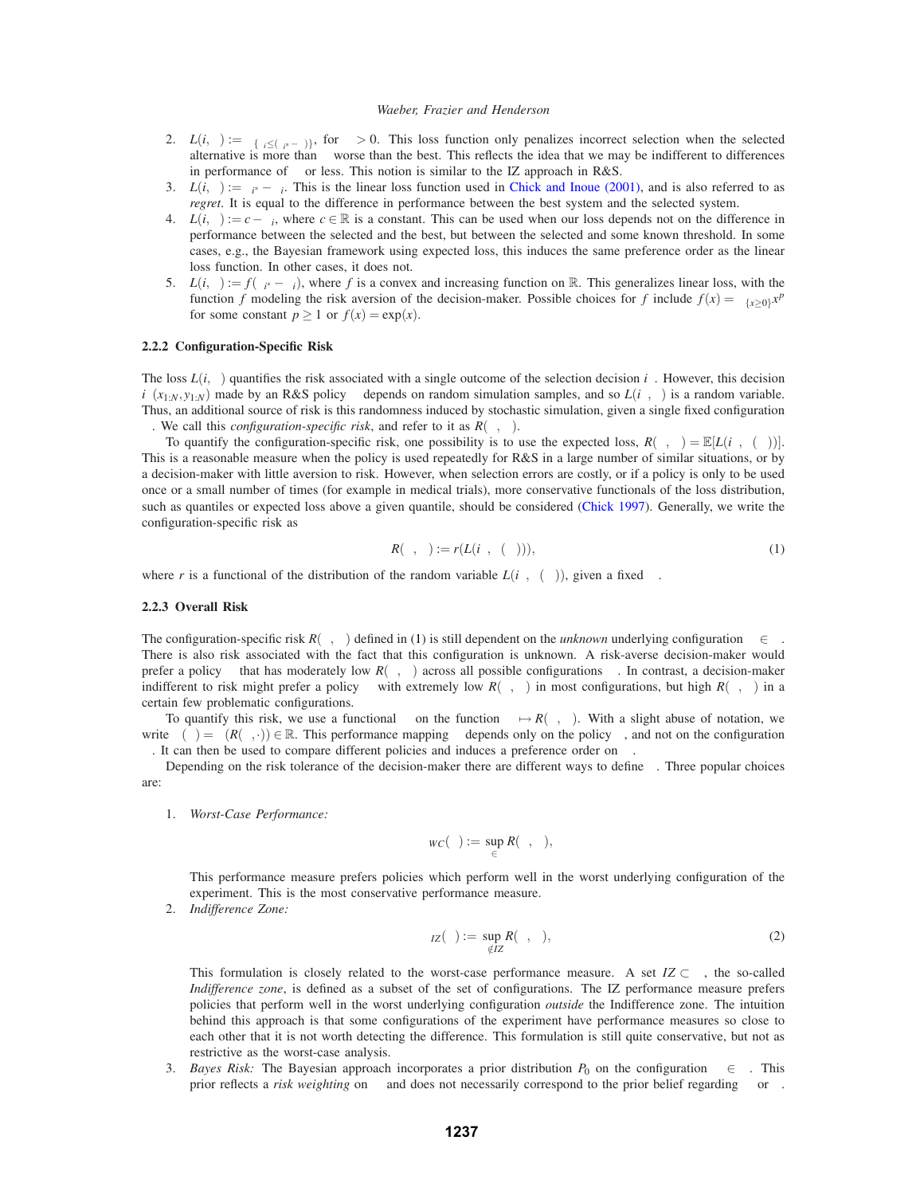2. $L(i,\theta) := \mathbb{1}_{\{\theta_i \leq (\theta_{i^*} - \delta)\}}$, for $\delta > 0$. This loss function only penalizes incorrect selection when the selected alternative is more than $\delta$ worse than the best. This reflects the idea that we may be indifferent to differences in performance of $\delta$ or less. This notion is similar to the IZ approach in R&S.
3. $L(i,\theta) := \theta_{i^*} - \theta_i$. This is the linear loss function used in Chick and Inoue (2001), and is also referred to as *regret*. It is equal to the difference in performance between the best system and the selected system.
4. $L(i,\theta) := c - \theta_i$, where $c \in \mathbb{R}$ is a constant. This can be used when our loss depends not on the difference in performance between the selected and the best, but between the selected and some known threshold. In some cases, e.g., the Bayesian framework using expected loss, this induces the same preference order as the linear loss function. In other cases, it does not.
5. $L(i,\theta) := f(\theta_{i^*} - \theta_i)$, where $f$ is a convex and increasing function on $\mathbb{R}$. This generalizes linear loss, with the function $f$ modeling the risk aversion of the decision-maker. Possible choices for $f$ include $f(x) = \mathbb{1}_{\{x \geq 0\}} x^p$ for some constant $p \geq 1$ or $f(x) = \exp(x)$.

#### 2.2.2 Configuration-Specific Risk

The loss $L(i,\theta)$ quantifies the risk associated with a single outcome of the selection decision $i^\pi$. However, this decision $i^\pi(x_{1:N}, y_{1:N})$ made by an R&S policy $\pi$ depends on random simulation samples, and so $L(i^\pi,\theta)$ is a random variable. Thus, an additional source of risk is this randomness induced by stochastic simulation, given a single fixed configuration $\theta$. We call this *configuration-specific risk*, and refer to it as $R(\pi,\theta)$.

To quantify the configuration-specific risk, one possibility is to use the expected loss, $R(\pi,\theta) = \mathbb{E}[L(i^\pi, \theta(\omega))]$. This is a reasonable measure when the policy is used repeatedly for R&S in a large number of similar situations, or by a decision-maker with little aversion to risk. However, when selection errors are costly, or if a policy is only to be used once or a small number of times (for example in medical trials), more conservative functionals of the loss distribution, such as quantiles or expected loss above a given quantile, should be considered (Chick 1997). Generally, we write the configuration-specific risk as

$$R(\pi,\theta) := r(L(i^\pi, \theta(\omega))), \tag{1}$$

where $r$ is a functional of the distribution of the random variable $L(i^\pi, \theta(\omega))$, given a fixed $\theta$.

#### 2.2.3 Overall Risk

The configuration-specific risk $R(\pi,\theta)$ defined in (1) is still dependent on the *unknown* underlying configuration $\theta \in \Theta$. There is also risk associated with the fact that this configuration is unknown. A risk-averse decision-maker would prefer a policy $\pi$ that has moderately low $R(\pi,\theta)$ across all possible configurations $\theta$. In contrast, a decision-maker indifferent to risk might prefer a policy $\pi$ with extremely low $R(\pi,\theta)$ in most configurations, but high $R(\pi,\theta)$ in a certain few problematic configurations.

To quantify this risk, we use a functional $\rho$ on the function $\theta \mapsto R(\pi,\theta)$. With a slight abuse of notation, we write $\rho(\pi) = \rho(R(\pi,\cdot)) \in \mathbb{R}$. This performance mapping $\rho$ depends only on the policy $\pi$, and not on the configuration $\theta$. It can then be used to compare different policies and induces a preference order on $\Pi$.

Depending on the risk tolerance of the decision-maker there are different ways to define $\rho$. Three popular choices are:

1. *Worst-Case Performance:*

$$\rho_{WC}(\pi) := \sup_{\theta \in \Theta} R(\pi,\theta),$$

   This performance measure prefers policies which perform well in the worst underlying configuration of the experiment. This is the most conservative performance measure.

2. *Indifference Zone:*

$$\rho_{IZ}(\pi) := \sup_{\theta \notin IZ} R(\pi,\theta), \tag{2}$$

   This formulation is closely related to the worst-case performance measure. A set $IZ \subset \Theta$, the so-called *Indifference zone*, is defined as a subset of the set of configurations. The IZ performance measure prefers policies that perform well in the worst underlying configuration *outside* the Indifference zone. The intuition behind this approach is that some configurations of the experiment have performance measures so close to each other that it is not worth detecting the difference. This formulation is still quite conservative, but not as restrictive as the worst-case analysis.

3. *Bayes Risk:* The Bayesian approach incorporates a prior distribution $P_0$ on the configuration $\theta \in \Theta$. This prior reflects a *risk weighting* on $\Theta$ and does not necessarily correspond to the prior belief regarding $\theta$ or $\Theta$.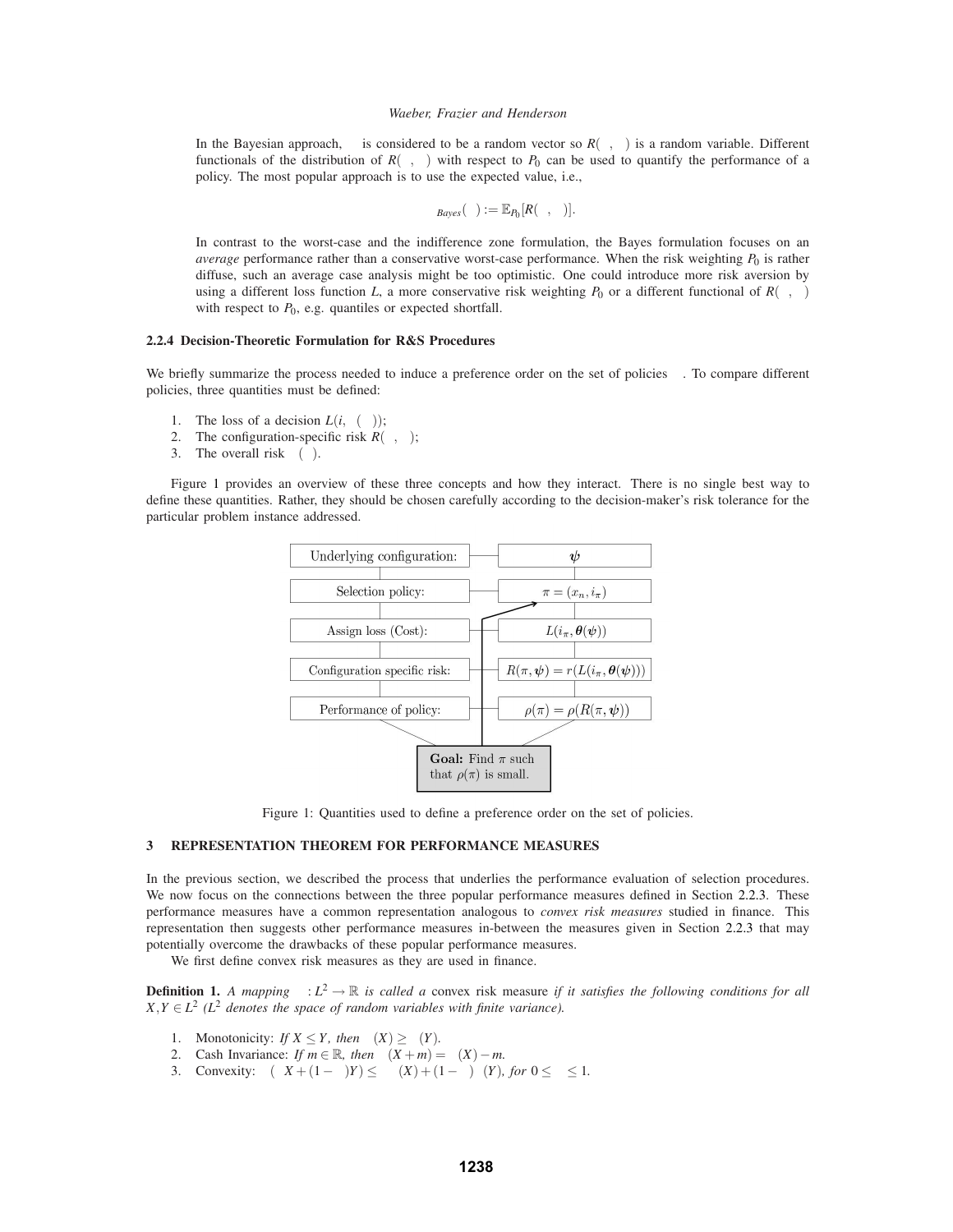In the Bayesian approach, $\psi$ is considered to be a random vector so $R(\pi, \psi)$ is a random variable. Different functionals of the distribution of $R(\pi, \psi)$ with respect to $P_0$ can be used to quantify the performance of a policy. The most popular approach is to use the expected value, i.e.,

$$\rho_{Bayes}(\pi) := \mathbb{E}_{P_0}[R(\pi, \psi)].$$

In contrast to the worst-case and the indifference zone formulation, the Bayes formulation focuses on an *average* performance rather than a conservative worst-case performance. When the risk weighting $P_0$ is rather diffuse, such an average case analysis might be too optimistic. One could introduce more risk aversion by using a different loss function $L$, a more conservative risk weighting $P_0$ or a different functional of $R(\pi, \psi)$ with respect to $P_0$, e.g. quantiles or expected shortfall.

### 2.2.4 Decision-Theoretic Formulation for R&S Procedures

We briefly summarize the process needed to induce a preference order on the set of policies $\Pi$. To compare different policies, three quantities must be defined:

1. The loss of a decision $L(i, \theta(\psi))$;
2. The configuration-specific risk $R(\pi, \psi)$;
3. The overall risk $\rho(\pi)$.

Figure 1 provides an overview of these three concepts and how they interact. There is no single best way to define these quantities. Rather, they should be chosen carefully according to the decision-maker's risk tolerance for the particular problem instance addressed.

| | |
|---|---|
| Underlying configuration: | $\boldsymbol{\psi}$ |
| Selection policy: | $\pi = (x_n, i_\pi)$ |
| Assign loss (Cost): | $L(i_\pi, \boldsymbol{\theta}(\boldsymbol{\psi}))$ |
| Configuration specific risk: | $R(\pi, \boldsymbol{\psi}) = r(L(i_\pi, \boldsymbol{\theta}(\boldsymbol{\psi})))$ |
| Performance of policy: | $\rho(\pi) = \rho(R(\pi, \boldsymbol{\psi}))$ |

**Goal:** Find $\pi$ such that $\rho(\pi)$ is small.

Figure 1: Quantities used to define a preference order on the set of policies.

## 3 REPRESENTATION THEOREM FOR PERFORMANCE MEASURES

In the previous section, we described the process that underlies the performance evaluation of selection procedures. We now focus on the connections between the three popular performance measures defined in Section 2.2.3. These performance measures have a common representation analogous to *convex risk measures* studied in finance. This representation then suggests other performance measures in-between the measures given in Section 2.2.3 that may potentially overcome the drawbacks of these popular performance measures.

We first define convex risk measures as they are used in finance.

**Definition 1.** *A mapping $\rho : L^2 \to \mathbb{R}$ is called a* convex risk measure *if it satisfies the following conditions for all $X, Y \in L^2$ ($L^2$ denotes the space of random variables with finite variance).*

1. Monotonicity: *If $X \leq Y$, then $\rho(X) \geq \rho(Y)$.*
2. Cash Invariance: *If $m \in \mathbb{R}$, then $\rho(X + m) = \rho(X) - m$.*
3. Convexity: *$\rho(\lambda X + (1-\lambda)Y) \leq \lambda\rho(X) + (1-\lambda)\rho(Y)$, for $0 \leq \lambda \leq 1$.*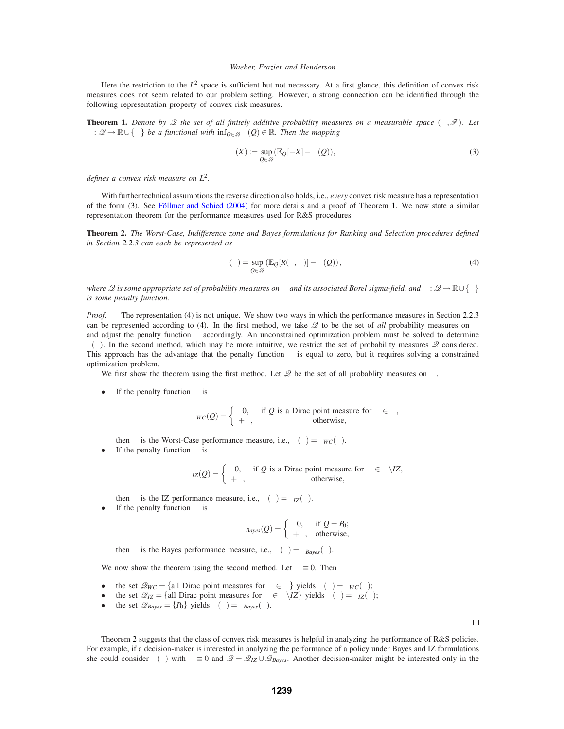Here the restriction to the $L^2$ space is sufficient but not necessary. At a first glance, this definition of convex risk measures does not seem related to our problem setting. However, a strong connection can be identified through the following representation property of convex risk measures.

**Theorem 1.** *Denote by $\mathscr{Q}$ the set of all finitely additive probability measures on a measurable space $(\Omega, \mathscr{F})$. Let $\alpha : \mathscr{Q} \to \mathbb{R} \cup \{\infty\}$ be a functional with $\inf_{Q \in \mathscr{Q}} \alpha(Q) \in \mathbb{R}$. Then the mapping*

$$\rho(X) := \sup_{Q \in \mathscr{Q}} (\mathbb{E}_Q[-X] - \alpha(Q)), \tag{3}$$

*defines a convex risk measure on $L^2$.*

With further technical assumptions the reverse direction also holds, i.e., *every* convex risk measure has a representation of the form (3). See Föllmer and Schied (2004) for more details and a proof of Theorem 1. We now state a similar representation theorem for the performance measures used for R&S procedures.

**Theorem 2.** *The Worst-Case, Indifference zone and Bayes formulations for Ranking and Selection procedures defined in Section 2.2.3 can each be represented as*

$$\rho(\pi) = \sup_{Q \in \mathscr{Q}} (\mathbb{E}_Q[R(\pi, \theta)] - \alpha(Q)), \tag{4}$$

*where $\mathscr{Q}$ is some appropriate set of probability measures on $\Theta$ and its associated Borel sigma-field, and $\alpha : \mathscr{Q} \mapsto \mathbb{R} \cup \{\infty\}$ is some penalty function.*

*Proof.* The representation (4) is not unique. We show two ways in which the performance measures in Section 2.2.3 can be represented according to (4). In the first method, we take $\mathscr{Q}$ to be the set of *all* probability measures on $\Theta$ and adjust the penalty function $\alpha$ accordingly. An unconstrained optimization problem must be solved to determine $\rho(\pi)$. In the second method, which may be more intuitive, we restrict the set of probability measures $\mathscr{Q}$ considered. This approach has the advantage that the penalty function $\alpha$ is equal to zero, but it requires solving a constrained optimization problem.

We first show the theorem using the first method. Let $\mathscr{Q}$ be the set of all probablity measures on $\Theta$.

- If the penalty function $\alpha$ is

$$\alpha_{WC}(Q) = \begin{cases} 0, & \text{if } Q \text{ is a Dirac point measure for } \theta \in \Theta, \\ +\infty, & \text{otherwise,} \end{cases}$$

  then $\rho$ is the Worst-Case performance measure, i.e., $\rho(\pi) = \rho_{WC}(\pi)$.
- If the penalty function $\alpha$ is

$$\alpha_{IZ}(Q) = \begin{cases} 0, & \text{if } Q \text{ is a Dirac point measure for } \theta \in \Theta \setminus IZ, \\ +\infty, & \text{otherwise,} \end{cases}$$

  then $\rho$ is the IZ performance measure, i.e., $\rho(\pi) = \rho_{IZ}(\pi)$.
- If the penalty function $\alpha$ is

$$\alpha_{Bayes}(Q) = \begin{cases} 0, & \text{if } Q = P_0; \\ +\infty, & \text{otherwise,} \end{cases}$$

  then $\rho$ is the Bayes performance measure, i.e., $\rho(\pi) = \rho_{Bayes}(\pi)$.

We now show the theorem using the second method. Let $\alpha \equiv 0$. Then

- the set $\mathscr{Q}_{WC} = \{$all Dirac point measures for $\theta \in \Theta\}$ yields $\rho(\pi) = \rho_{WC}(\pi)$;
- the set $\mathscr{Q}_{IZ} = \{$all Dirac point measures for $\theta \in \Theta \setminus IZ\}$ yields $\rho(\pi) = \rho_{IZ}(\pi)$;
- the set $\mathscr{Q}_{Bayes} = \{P_0\}$ yields $\rho(\pi) = \rho_{Bayes}(\pi)$.

$\square$

Theorem 2 suggests that the class of convex risk measures is helpful in analyzing the performance of R&S policies. For example, if a decision-maker is interested in analyzing the performance of a policy under Bayes and IZ formulations she could consider $\rho(\pi)$ with $\alpha \equiv 0$ and $\mathscr{Q} = \mathscr{Q}_{IZ} \cup \mathscr{Q}_{Bayes}$. Another decision-maker might be interested only in the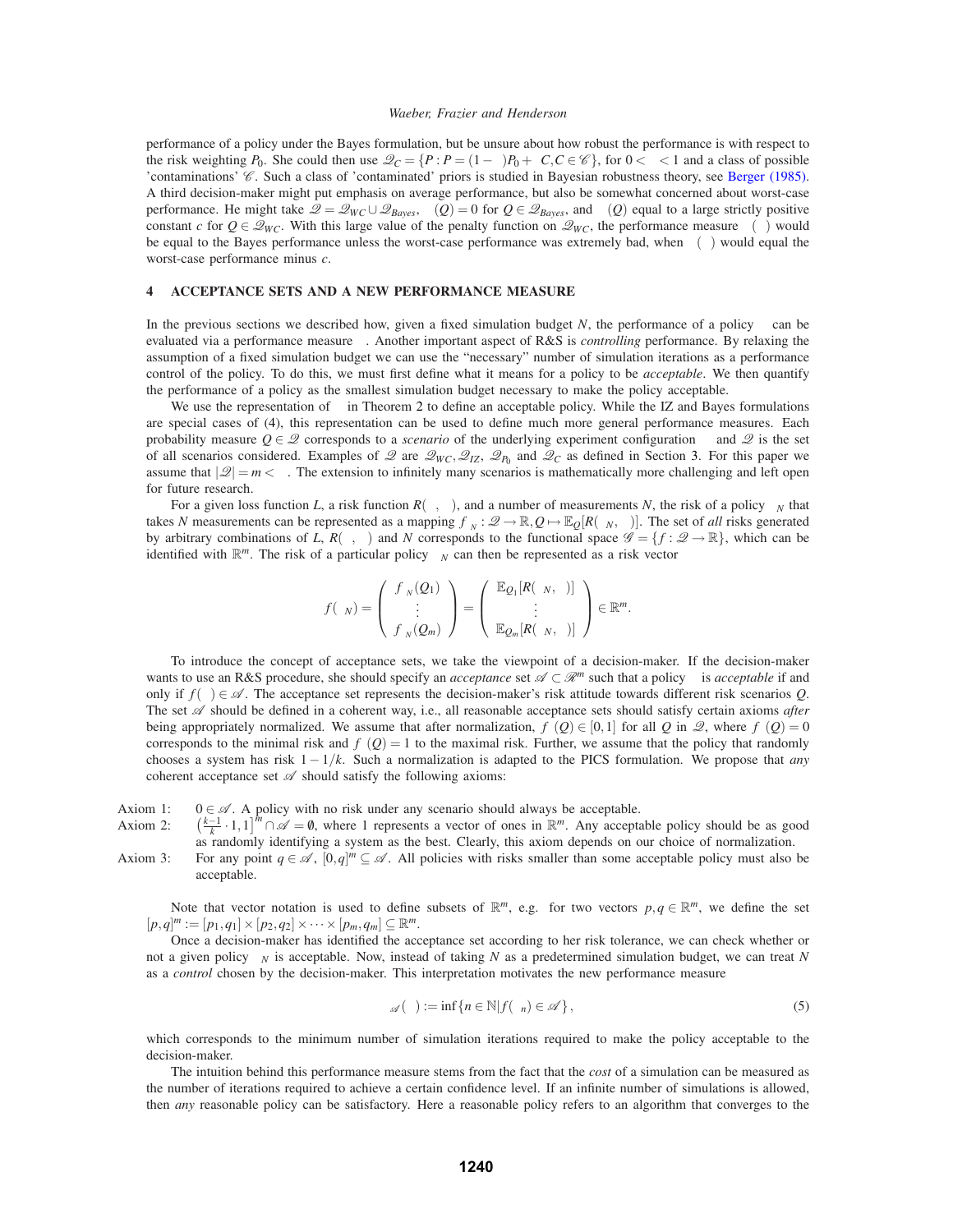performance of a policy under the Bayes formulation, but be unsure about how robust the performance is with respect to the risk weighting $P_0$. She could then use $\mathcal{Q}_C = \{P : P = (1-\varepsilon)P_0 + \varepsilon C, C \in \mathcal{C}\}$, for $0 < \varepsilon < 1$ and a class of possible 'contaminations' $\mathcal{C}$. Such a class of 'contaminated' priors is studied in Bayesian robustness theory, see Berger (1985). A third decision-maker might put emphasis on average performance, but also be somewhat concerned about worst-case performance. He might take $\mathcal{Q} = \mathcal{Q}_{WC} \cup \mathcal{Q}_{Bayes}$, $\alpha(Q) = 0$ for $Q \in \mathcal{Q}_{Bayes}$, and $\alpha(Q)$ equal to a large strictly positive constant $c$ for $Q \in \mathcal{Q}_{WC}$. With this large value of the penalty function on $\mathcal{Q}_{WC}$, the performance measure $\rho(\pi)$ would be equal to the Bayes performance unless the worst-case performance was extremely bad, when $\rho(\pi)$ would equal the worst-case performance minus $c$.

## 4 ACCEPTANCE SETS AND A NEW PERFORMANCE MEASURE

In the previous sections we described how, given a fixed simulation budget $N$, the performance of a policy $\pi$ can be evaluated via a performance measure $\rho$. Another important aspect of R&S is *controlling* performance. By relaxing the assumption of a fixed simulation budget we can use the "necessary" number of simulation iterations as a performance control of the policy. To do this, we must first define what it means for a policy to be *acceptable*. We then quantify the performance of a policy as the smallest simulation budget necessary to make the policy acceptable.

We use the representation of $\rho$ in Theorem 2 to define an acceptable policy. While the IZ and Bayes formulations are special cases of (4), this representation can be used to define much more general performance measures. Each probability measure $Q \in \mathcal{Q}$ corresponds to a *scenario* of the underlying experiment configuration $\theta$ and $\mathcal{Q}$ is the set of all scenarios considered. Examples of $\mathcal{Q}$ are $\mathcal{Q}_{WC}, \mathcal{Q}_{IZ}$, $\mathcal{Q}_{P_0}$ and $\mathcal{Q}_C$ as defined in Section 3. For this paper we assume that $|\mathcal{Q}| = m < \infty$. The extension to infinitely many scenarios is mathematically more challenging and left open for future research.

For a given loss function $L$, a risk function $R(\pi, \theta)$, and a number of measurements $N$, the risk of a policy $\pi_N$ that takes $N$ measurements can be represented as a mapping $f_{\pi_N} : \mathcal{Q} \to \mathbb{R}, Q \mapsto \mathbb{E}_Q[R(\pi_N, \theta)]$. The set of *all* risks generated by arbitrary combinations of $L$, $R(\pi, \theta)$ and $N$ corresponds to the functional space $\mathcal{G} = \{f : \mathcal{Q} \to \mathbb{R}\}$, which can be identified with $\mathbb{R}^m$. The risk of a particular policy $\pi_N$ can then be represented as a risk vector

$$f(\pi_N) = \begin{pmatrix} f_{\pi_N}(Q_1) \\ \vdots \\ f_{\pi_N}(Q_m) \end{pmatrix} = \begin{pmatrix} \mathbb{E}_{Q_1}[R(\pi_N, \theta)] \\ \vdots \\ \mathbb{E}_{Q_m}[R(\pi_N, \theta)] \end{pmatrix} \in \mathbb{R}^m.$$

To introduce the concept of acceptance sets, we take the viewpoint of a decision-maker. If the decision-maker wants to use an R&S procedure, she should specify an *acceptance* set $\mathcal{A} \subset \mathcal{R}^m$ such that a policy $\pi$ is *acceptable* if and only if $f(\pi) \in \mathcal{A}$. The acceptance set represents the decision-maker's risk attitude towards different risk scenarios $Q$. The set $\mathcal{A}$ should be defined in a coherent way, i.e., all reasonable acceptance sets should satisfy certain axioms *after* being appropriately normalized. We assume that after normalization, $f_\pi(Q) \in [0,1]$ for all $Q$ in $\mathcal{Q}$, where $f_\pi(Q) = 0$ corresponds to the minimal risk and $f_\pi(Q) = 1$ to the maximal risk. Further, we assume that the policy that randomly chooses a system has risk $1 - 1/k$. Such a normalization is adapted to the PICS formulation. We propose that *any* coherent acceptance set $\mathcal{A}$ should satisfy the following axioms:

- Axiom 1: $0 \in \mathcal{A}$. A policy with no risk under any scenario should always be acceptable.
- Axiom 2: $\left(\frac{k-1}{k} \cdot 1, 1\right]^m \cap \mathcal{A} = \emptyset$, where 1 represents a vector of ones in $\mathbb{R}^m$. Any acceptable policy should be as good as randomly identifying a system as the best. Clearly, this axiom depends on our choice of normalization.
- Axiom 3: For any point $q \in \mathcal{A}$, $[0,q]^m \subseteq \mathcal{A}$. All policies with risks smaller than some acceptable policy must also be acceptable.

Note that vector notation is used to define subsets of $\mathbb{R}^m$, e.g. for two vectors $p, q \in \mathbb{R}^m$, we define the set $[p,q]^m := [p_1, q_1] \times [p_2, q_2] \times \cdots \times [p_m, q_m] \subseteq \mathbb{R}^m$.

Once a decision-maker has identified the acceptance set according to her risk tolerance, we can check whether or not a given policy $\pi_N$ is acceptable. Now, instead of taking $N$ as a predetermined simulation budget, we can treat $N$ as a *control* chosen by the decision-maker. This interpretation motivates the new performance measure

$$\rho_{\mathcal{A}}(\pi) := \inf\{n \in \mathbb{N} | f(\pi_n) \in \mathcal{A}\}, \tag{5}$$

which corresponds to the minimum number of simulation iterations required to make the policy acceptable to the decision-maker.

The intuition behind this performance measure stems from the fact that the *cost* of a simulation can be measured as the number of iterations required to achieve a certain confidence level. If an infinite number of simulations is allowed, then *any* reasonable policy can be satisfactory. Here a reasonable policy refers to an algorithm that converges to the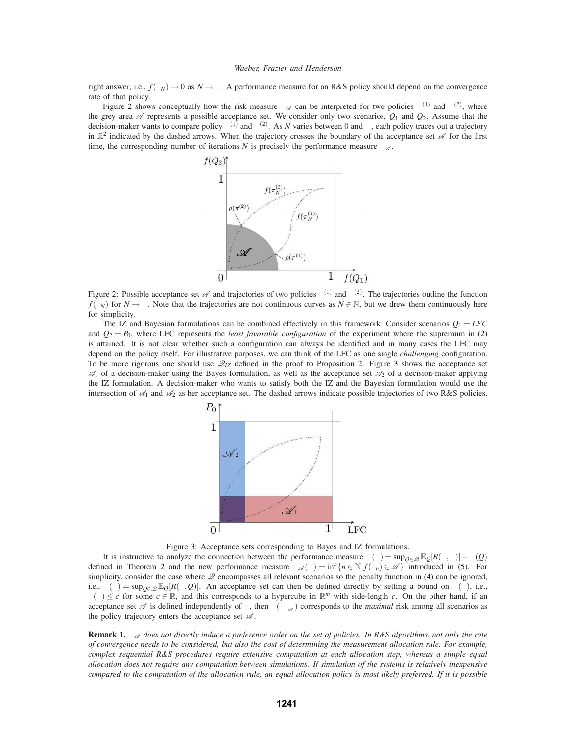right answer, i.e., $f(\pi_N) \to 0$ as $N \to \infty$. A performance measure for an R&S policy should depend on the convergence rate of that policy.

Figure 2 shows conceptually how the risk measure $\rho_{\mathscr{A}}$ can be interpreted for two policies $\pi^{(1)}$ and $\pi^{(2)}$, where the grey area $\mathscr{A}$ represents a possible acceptance set. We consider only two scenarios, $Q_1$ and $Q_2$. Assume that the decision-maker wants to compare policy $\pi^{(1)}$ and $\pi^{(2)}$. As $N$ varies between 0 and $\infty$, each policy traces out a trajectory in $\mathbb{R}^2$ indicated by the dashed arrows. When the trajectory crosses the boundary of the acceptance set $\mathscr{A}$ for the first time, the corresponding number of iterations $N$ is precisely the performance measure $\rho_{\mathscr{A}}$.

Figure 2: Possible acceptance set $\mathscr{A}$ and trajectories of two policies $\pi^{(1)}$ and $\pi^{(2)}$. The trajectories outline the function $f(\pi_N)$ for $N \to \infty$. Note that the trajectories are not continuous curves as $N \in \mathbb{N}$, but we drew them continuously here for simplicity.

The IZ and Bayesian formulations can be combined effectively in this framework. Consider scenarios $Q_1 = LFC$ and $Q_2 = P_0$, where LFC represents the *least favorable configuration* of the experiment where the supremum in (2) is attained. It is not clear whether such a configuration can always be identified and in many cases the LFC may depend on the policy itself. For illustrative purposes, we can think of the LFC as one single *challenging* configuration. To be more rigorous one should use $\mathscr{Q}_{IZ}$ defined in the proof to Proposition 2. Figure 3 shows the acceptance set $\mathscr{A}_1$ of a decision-maker using the Bayes formulation, as well as the acceptance set $\mathscr{A}_2$ of a decision-maker applying the IZ formulation. A decision-maker who wants to satisfy both the IZ and the Bayesian formulation would use the intersection of $\mathscr{A}_1$ and $\mathscr{A}_2$ as her acceptance set. The dashed arrows indicate possible trajectories of two R&S policies.

Figure 3: Acceptance sets corresponding to Bayes and IZ formulations.

It is instructive to analyze the connection between the performance measure $\rho(\pi) = \sup_{Q \in \mathscr{Q}} \mathbb{E}_Q[R(\pi, \cdot)] - \alpha(Q)$ defined in Theorem 2 and the new performance measure $\rho_{\mathscr{A}}(\pi) = \inf\{n \in \mathbb{N} | f(\pi_n) \in \mathscr{A}\}$ introduced in (5). For simplicity, consider the case where $\mathscr{Q}$ encompasses all relevant scenarios so the penalty function in (4) can be ignored, i.e., $\rho(\pi) = \sup_{Q \in \mathscr{Q}} \mathbb{E}_Q[R(\pi, Q)]$. An acceptance set can then be defined directly by setting a bound on $\rho(\pi)$, i.e., $\rho(\pi) \leq c$ for some $c \in \mathbb{R}$, and this corresponds to a hypercube in $\mathbb{R}^m$ with side-length $c$. On the other hand, if an acceptance set $\mathscr{A}$ is defined independently of $\rho$, then $\rho(\pi_{\rho_{\mathscr{A}}})$ corresponds to the *maximal* risk among all scenarios as the policy trajectory enters the acceptance set $\mathscr{A}$.

**Remark 1.** *$\rho_{\mathscr{A}}$ does not directly induce a preference order on the set of policies. In R&S algorithms, not only the rate of convergence needs to be considered, but also the cost of determining the measurement allocation rule. For example, complex sequential R&S procedures require extensive computation at each allocation step, whereas a simple equal allocation does not require any computation between simulations. If simulation of the systems is relatively inexpensive compared to the computation of the allocation rule, an equal allocation policy is most likely preferred. If it is possible*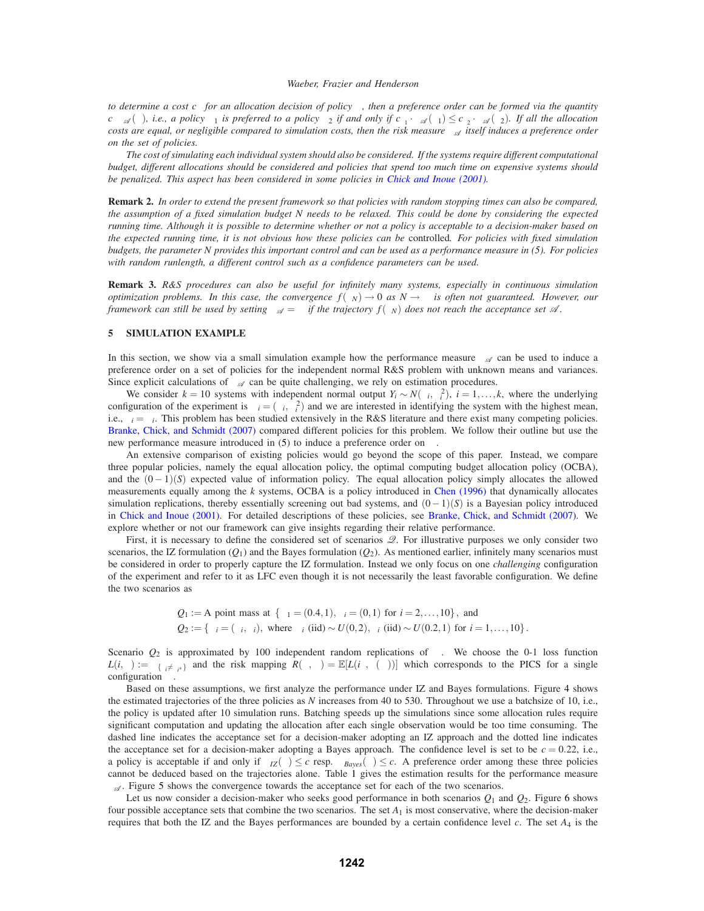*to determine a cost $c_\pi$ for an allocation decision of policy $\pi$, then a preference order can be formed via the quantity $c_\pi \cdot \rho_{\mathscr{A}}(\pi)$, i.e., a policy $\pi_1$ is preferred to a policy $\pi_2$ if and only if $c_{\pi_1} \cdot \rho_{\mathscr{A}}(\pi_1) \leq c_{\pi_2} \cdot \rho_{\mathscr{A}}(\pi_2)$. If all the allocation costs are equal, or negligible compared to simulation costs, then the risk measure $\rho_{\mathscr{A}}$ itself induces a preference order on the set of policies.*

*The cost of simulating each individual system should also be considered. If the systems require different computational budget, different allocations should be considered and policies that spend too much time on expensive systems should be penalized. This aspect has been considered in some policies in Chick and Inoue (2001).*

**Remark 2.** *In order to extend the present framework so that policies with random stopping times can also be compared, the assumption of a fixed simulation budget $N$ needs to be relaxed. This could be done by considering the expected running time. Although it is possible to determine whether or not a policy is acceptable to a decision-maker based on the expected running time, it is not obvious how these policies can be* controlled. *For policies with fixed simulation budgets, the parameter $N$ provides this important control and can be used as a performance measure in (5). For policies with random runlength, a different control such as a confidence parameters can be used.*

**Remark 3.** *R&S procedures can also be useful for infinitely many systems, especially in continuous simulation optimization problems. In this case, the convergence $f(\pi_N) \to 0$ as $N \to \infty$ is often not guaranteed. However, our framework can still be used by setting $\rho_{\mathscr{A}} = \infty$ if the trajectory $f(\pi_N)$ does not reach the acceptance set $\mathscr{A}$.*

## 5 SIMULATION EXAMPLE

In this section, we show via a small simulation example how the performance measure $\rho_{\mathscr{A}}$ can be used to induce a preference order on a set of policies for the independent normal R&S problem with unknown means and variances. Since explicit calculations of $\rho_{\mathscr{A}}$ can be quite challenging, we rely on estimation procedures.

We consider $k = 10$ systems with independent normal output $Y_i \sim N(\mu_i, \sigma_i^2)$, $i = 1, \ldots, k$, where the underlying configuration of the experiment is $\theta_i = (\mu_i, \sigma_i^2)$ and we are interested in identifying the system with the highest mean, i.e., $\gamma_i = \mu_i$. This problem has been studied extensively in the R&S literature and there exist many competing policies. Branke, Chick, and Schmidt (2007) compared different policies for this problem. We follow their outline but use the new performance measure introduced in (5) to induce a preference order on $\Pi$.

An extensive comparison of existing policies would go beyond the scope of this paper. Instead, we compare three popular policies, namely the equal allocation policy, the optimal computing budget allocation policy (OCBA), and the $(0-1)(S)$ expected value of information policy. The equal allocation policy simply allocates the allowed measurements equally among the $k$ systems, OCBA is a policy introduced in Chen (1996) that dynamically allocates simulation replications, thereby essentially screening out bad systems, and $(0-1)(S)$ is a Bayesian policy introduced in Chick and Inoue (2001). For detailed descriptions of these policies, see Branke, Chick, and Schmidt (2007). We explore whether or not our framework can give insights regarding their relative performance.

First, it is necessary to define the considered set of scenarios $\mathscr{Q}$. For illustrative purposes we only consider two scenarios, the IZ formulation ($Q_1$) and the Bayes formulation ($Q_2$). As mentioned earlier, infinitely many scenarios must be considered in order to properly capture the IZ formulation. Instead we only focus on one *challenging* configuration of the experiment and refer to it as LFC even though it is not necessarily the least favorable configuration. We define the two scenarios as

$$
\begin{aligned}
Q_1 &:= \text{A point mass at } \{\theta_1 = (0.4, 1),\ \theta_i = (0, 1) \text{ for } i = 2, \ldots, 10\}, \text{ and} \\
Q_2 &:= \{\theta_i = (\mu_i, \sigma_i), \text{ where } \mu_i \text{ (iid)} \sim U(0,2),\ \sigma_i \text{ (iid)} \sim U(0.2, 1) \text{ for } i = 1, \ldots, 10\}.
\end{aligned}
$$

Scenario $Q_2$ is approximated by 100 independent random replications of $\theta$. We choose the 0-1 loss function $L(i, \theta) := 1_{\{\gamma_i \neq \gamma_{i^*}\}}$ and the risk mapping $R(\pi, \theta) = \mathbb{E}[L(i^*, \theta(\pi))]$ which corresponds to the PICS for a single configuration $\theta$.

Based on these assumptions, we first analyze the performance under IZ and Bayes formulations. Figure 4 shows the estimated trajectories of the three policies as $N$ increases from 40 to 530. Throughout we use a batchsize of 10, i.e., the policy is updated after 10 simulation runs. Batching speeds up the simulations since some allocation rules require significant computation and updating the allocation after each single observation would be too time consuming. The dashed line indicates the acceptance set for a decision-maker adopting an IZ approach and the dotted line indicates the acceptance set for a decision-maker adopting a Bayes approach. The confidence level is set to be $c = 0.22$, i.e., a policy is acceptable if and only if $\rho_{IZ}(\pi) \leq c$ resp. $\rho_{Bayes}(\pi) \leq c$. A preference order among these three policies cannot be deduced based on the trajectories alone. Table 1 gives the estimation results for the performance measure $\rho_{\mathscr{A}}$. Figure 5 shows the convergence towards the acceptance set for each of the two scenarios.

Let us now consider a decision-maker who seeks good performance in both scenarios $Q_1$ and $Q_2$. Figure 6 shows four possible acceptance sets that combine the two scenarios. The set $A_1$ is most conservative, where the decision-maker requires that both the IZ and the Bayes performances are bounded by a certain confidence level $c$. The set $A_4$ is the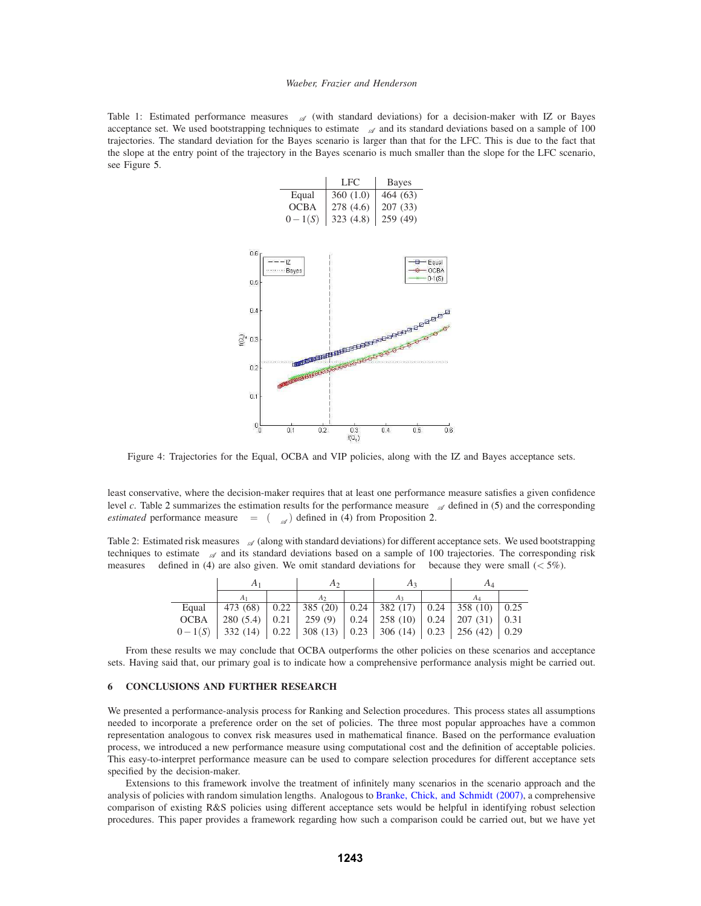Table 1: Estimated performance measures $\rho_{\mathscr{A}}$ (with standard deviations) for a decision-maker with IZ or Bayes acceptance set. We used bootstrapping techniques to estimate $\rho_{\mathscr{A}}$ and its standard deviations based on a sample of 100 trajectories. The standard deviation for the Bayes scenario is larger than that for the LFC. This is due to the fact that the slope at the entry point of the trajectory in the Bayes scenario is much smaller than the slope for the LFC scenario, see Figure 5.

| | LFC | Bayes |
|---|---|---|
| Equal | 360 (1.0) | 464 (63) |
| OCBA | 278 (4.6) | 207 (33) |
| $0-1(S)$ | 323 (4.8) | 259 (49) |

Figure 4: Trajectories for the Equal, OCBA and VIP policies, along with the IZ and Bayes acceptance sets.

least conservative, where the decision-maker requires that at least one performance measure satisfies a given confidence level $c$. Table 2 summarizes the estimation results for the performance measure $\rho_{\mathscr{A}}$ defined in (5) and the corresponding *estimated* performance measure $\rho = (\rho_{\mathscr{A}})$ defined in (4) from Proposition 2.

Table 2: Estimated risk measures $\rho_{\mathscr{A}}$ (along with standard deviations) for different acceptance sets. We used bootstrapping techniques to estimate $\rho_{\mathscr{A}}$ and its standard deviations based on a sample of 100 trajectories. The corresponding risk measures $\rho$ defined in (4) are also given. We omit standard deviations for $\rho$ because they were small ($< 5\%$).

| | $A_1$ | | $A_2$ | | $A_3$ | | $A_4$ | |
|---|---|---|---|---|---|---|---|---|
| | $\rho_{A_1}$ | $\rho$ | $\rho_{A_2}$ | $\rho$ | $\rho_{A_3}$ | $\rho$ | $\rho_{A_4}$ | $\rho$ |
| Equal | 473 (68) | 0.22 | 385 (20) | 0.24 | 382 (17) | 0.24 | 358 (10) | 0.25 |
| OCBA | 280 (5.4) | 0.21 | 259 (9) | 0.24 | 258 (10) | 0.24 | 207 (31) | 0.31 |
| $0-1(S)$ | 332 (14) | 0.22 | 308 (13) | 0.23 | 306 (14) | 0.23 | 256 (42) | 0.29 |

From these results we may conclude that OCBA outperforms the other policies on these scenarios and acceptance sets. Having said that, our primary goal is to indicate how a comprehensive performance analysis might be carried out.

## 6 CONCLUSIONS AND FURTHER RESEARCH

We presented a performance-analysis process for Ranking and Selection procedures. This process states all assumptions needed to incorporate a preference order on the set of policies. The three most popular approaches have a common representation analogous to convex risk measures used in mathematical finance. Based on the performance evaluation process, we introduced a new performance measure using computational cost and the definition of acceptable policies. This easy-to-interpret performance measure can be used to compare selection procedures for different acceptance sets specified by the decision-maker.

Extensions to this framework involve the treatment of infinitely many scenarios in the scenario approach and the analysis of policies with random simulation lengths. Analogous to Branke, Chick, and Schmidt (2007), a comprehensive comparison of existing R&S policies using different acceptance sets would be helpful in identifying robust selection procedures. This paper provides a framework regarding how such a comparison could be carried out, but we have yet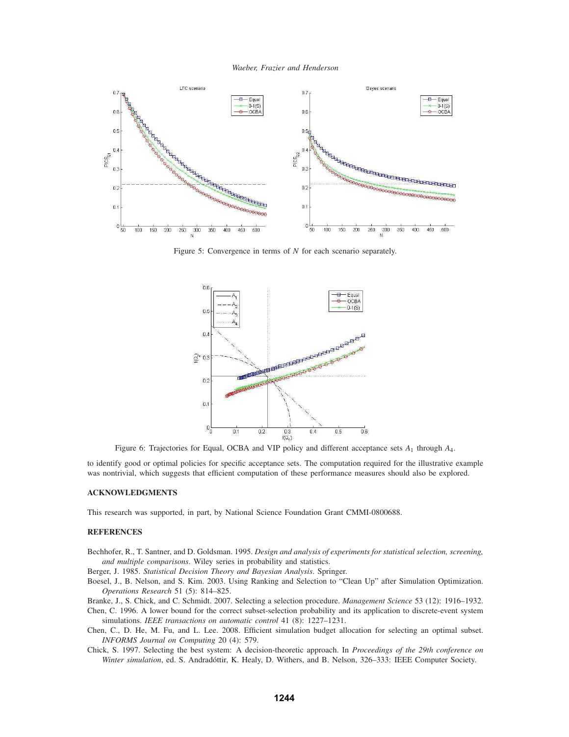Figure 5: Convergence in terms of $N$ for each scenario separately.

Figure 6: Trajectories for Equal, OCBA and VIP policy and different acceptance sets $A_1$ through $A_4$.

to identify good or optimal policies for specific acceptance sets. The computation required for the illustrative example was nontrivial, which suggests that efficient computation of these performance measures should also be explored.

## ACKNOWLEDGMENTS

This research was supported, in part, by National Science Foundation Grant CMMI-0800688.

## REFERENCES

Bechhofer, R., T. Santner, and D. Goldsman. 1995. *Design and analysis of experiments for statistical selection, screening, and multiple comparisons*. Wiley series in probability and statistics.

Berger, J. 1985. *Statistical Decision Theory and Bayesian Analysis*. Springer.

Boesel, J., B. Nelson, and S. Kim. 2003. Using Ranking and Selection to "Clean Up" after Simulation Optimization. *Operations Research* 51 (5): 814–825.

Branke, J., S. Chick, and C. Schmidt. 2007. Selecting a selection procedure. *Management Science* 53 (12): 1916–1932.

Chen, C. 1996. A lower bound for the correct subset-selection probability and its application to discrete-event system simulations. *IEEE transactions on automatic control* 41 (8): 1227–1231.

Chen, C., D. He, M. Fu, and L. Lee. 2008. Efficient simulation budget allocation for selecting an optimal subset. *INFORMS Journal on Computing* 20 (4): 579.

Chick, S. 1997. Selecting the best system: A decision-theoretic approach. In *Proceedings of the 29th conference on Winter simulation*, ed. S. Andradóttir, K. Healy, D. Withers, and B. Nelson, 326–333: IEEE Computer Society.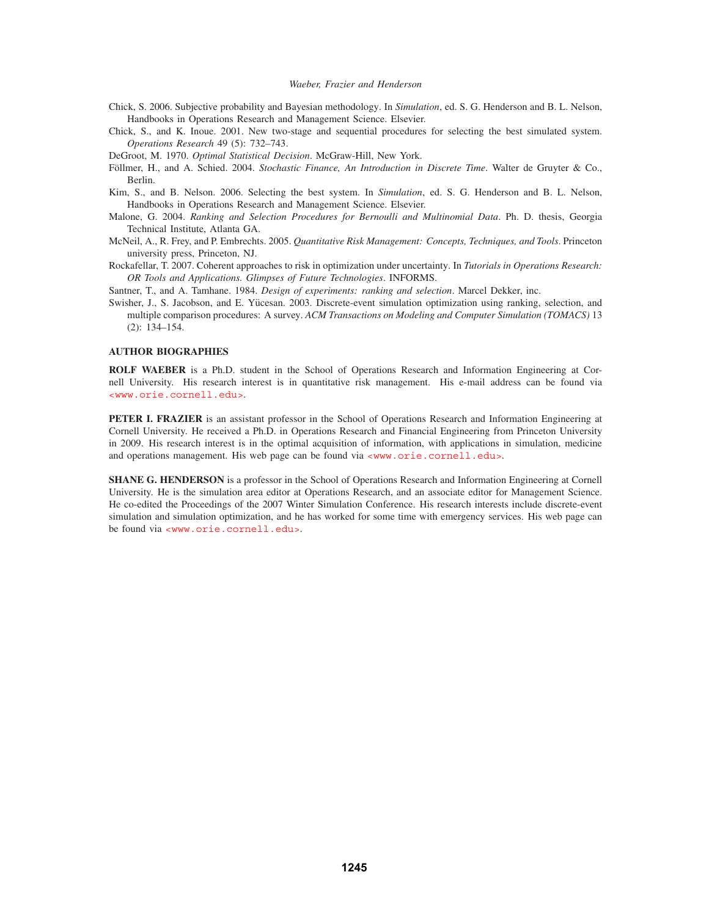Chick, S. 2006. Subjective probability and Bayesian methodology. In *Simulation*, ed. S. G. Henderson and B. L. Nelson, Handbooks in Operations Research and Management Science. Elsevier.

Chick, S., and K. Inoue. 2001. New two-stage and sequential procedures for selecting the best simulated system. *Operations Research* 49 (5): 732–743.

DeGroot, M. 1970. *Optimal Statistical Decision*. McGraw-Hill, New York.

Föllmer, H., and A. Schied. 2004. *Stochastic Finance, An Introduction in Discrete Time*. Walter de Gruyter & Co., Berlin.

Kim, S., and B. Nelson. 2006. Selecting the best system. In *Simulation*, ed. S. G. Henderson and B. L. Nelson, Handbooks in Operations Research and Management Science. Elsevier.

Malone, G. 2004. *Ranking and Selection Procedures for Bernoulli and Multinomial Data*. Ph. D. thesis, Georgia Technical Institute, Atlanta GA.

McNeil, A., R. Frey, and P. Embrechts. 2005. *Quantitative Risk Management: Concepts, Techniques, and Tools*. Princeton university press, Princeton, NJ.

Rockafellar, T. 2007. Coherent approaches to risk in optimization under uncertainty. In *Tutorials in Operations Research: OR Tools and Applications. Glimpses of Future Technologies*. INFORMS.

Santner, T., and A. Tamhane. 1984. *Design of experiments: ranking and selection*. Marcel Dekker, inc.

Swisher, J., S. Jacobson, and E. Yücesan. 2003. Discrete-event simulation optimization using ranking, selection, and multiple comparison procedures: A survey. *ACM Transactions on Modeling and Computer Simulation (TOMACS)* 13 (2): 134–154.

## AUTHOR BIOGRAPHIES

**ROLF WAEBER** is a Ph.D. student in the School of Operations Research and Information Engineering at Cornell University. His research interest is in quantitative risk management. His e-mail address can be found via <www.orie.cornell.edu>.

**PETER I. FRAZIER** is an assistant professor in the School of Operations Research and Information Engineering at Cornell University. He received a Ph.D. in Operations Research and Financial Engineering from Princeton University in 2009. His research interest is in the optimal acquisition of information, with applications in simulation, medicine and operations management. His web page can be found via <www.orie.cornell.edu>.

**SHANE G. HENDERSON** is a professor in the School of Operations Research and Information Engineering at Cornell University. He is the simulation area editor at Operations Research, and an associate editor for Management Science. He co-edited the Proceedings of the 2007 Winter Simulation Conference. His research interests include discrete-event simulation and simulation optimization, and he has worked for some time with emergency services. His web page can be found via <www.orie.cornell.edu>.